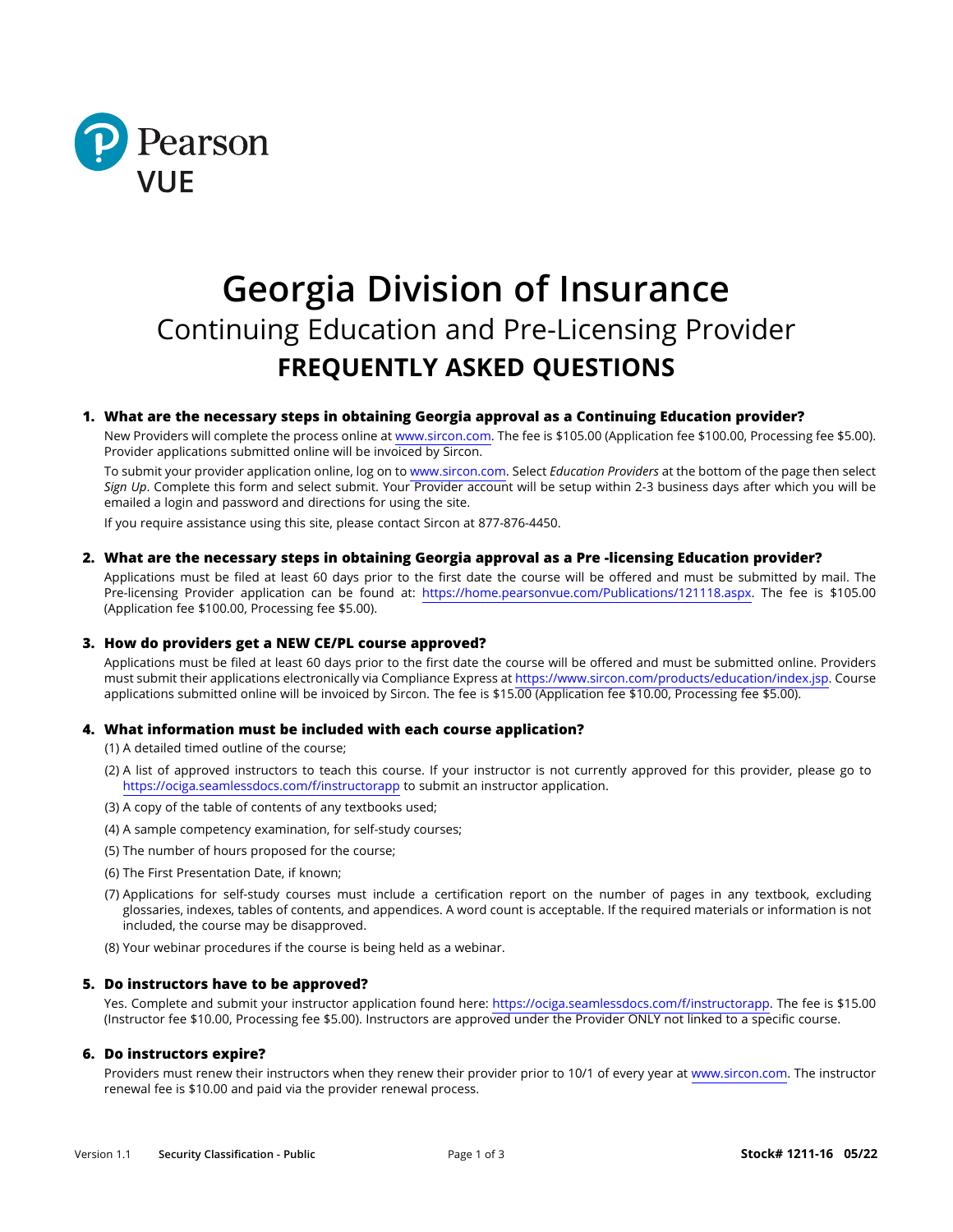Pearson VUE

# Georgia Division of Insurance

## Continuing Education and Pre-Licensing Provider

## FREQUENTLY ASKED QUESTIONS

### 1. What are the necessary steps in obtaining Georgia approval as a Continuing Education provider?

New Providers will complete the process online at www.sircon.com. The fee is $105.00 (Application fee $100.00, Processing fee $5.00). Provider applications submitted online will be invoiced by Sircon.

To submit your provider application online, log on to www.sircon.com. Select *Education Providers* at the bottom of the page then select *Sign Up*. Complete this form and select submit. Your Provider account will be setup within 2-3 business days after which you will be emailed a login and password and directions for using the site.

If you require assistance using this site, please contact Sircon at 877-876-4450.

### 2. What are the necessary steps in obtaining Georgia approval as a Pre -licensing Education provider?

Applications must be filed at least 60 days prior to the first date the course will be offered and must be submitted by mail. The Pre-licensing Provider application can be found at: https://home.pearsonvue.com/Publications/121118.aspx. The fee is $105.00 (Application fee $100.00, Processing fee $5.00).

### 3. How do providers get a NEW CE/PL course approved?

Applications must be filed at least 60 days prior to the first date the course will be offered and must be submitted online. Providers must submit their applications electronically via Compliance Express at https://www.sircon.com/products/education/index.jsp. Course applications submitted online will be invoiced by Sircon. The fee is $15.00 (Application fee $10.00, Processing fee $5.00).

### 4. What information must be included with each course application?

(1) A detailed timed outline of the course;

(2) A list of approved instructors to teach this course. If your instructor is not currently approved for this provider, please go to https://ociga.seamlessdocs.com/f/instructorapp to submit an instructor application.

(3) A copy of the table of contents of any textbooks used;

(4) A sample competency examination, for self-study courses;

(5) The number of hours proposed for the course;

(6) The First Presentation Date, if known;

(7) Applications for self-study courses must include a certification report on the number of pages in any textbook, excluding glossaries, indexes, tables of contents, and appendices. A word count is acceptable. If the required materials or information is not included, the course may be disapproved.

(8) Your webinar procedures if the course is being held as a webinar.

### 5. Do instructors have to be approved?

Yes. Complete and submit your instructor application found here: https://ociga.seamlessdocs.com/f/instructorapp. The fee is $15.00 (Instructor fee $10.00, Processing fee $5.00). Instructors are approved under the Provider ONLY not linked to a specific course.

### 6. Do instructors expire?

Providers must renew their instructors when they renew their provider prior to 10/1 of every year at www.sircon.com. The instructor renewal fee is $10.00 and paid via the provider renewal process.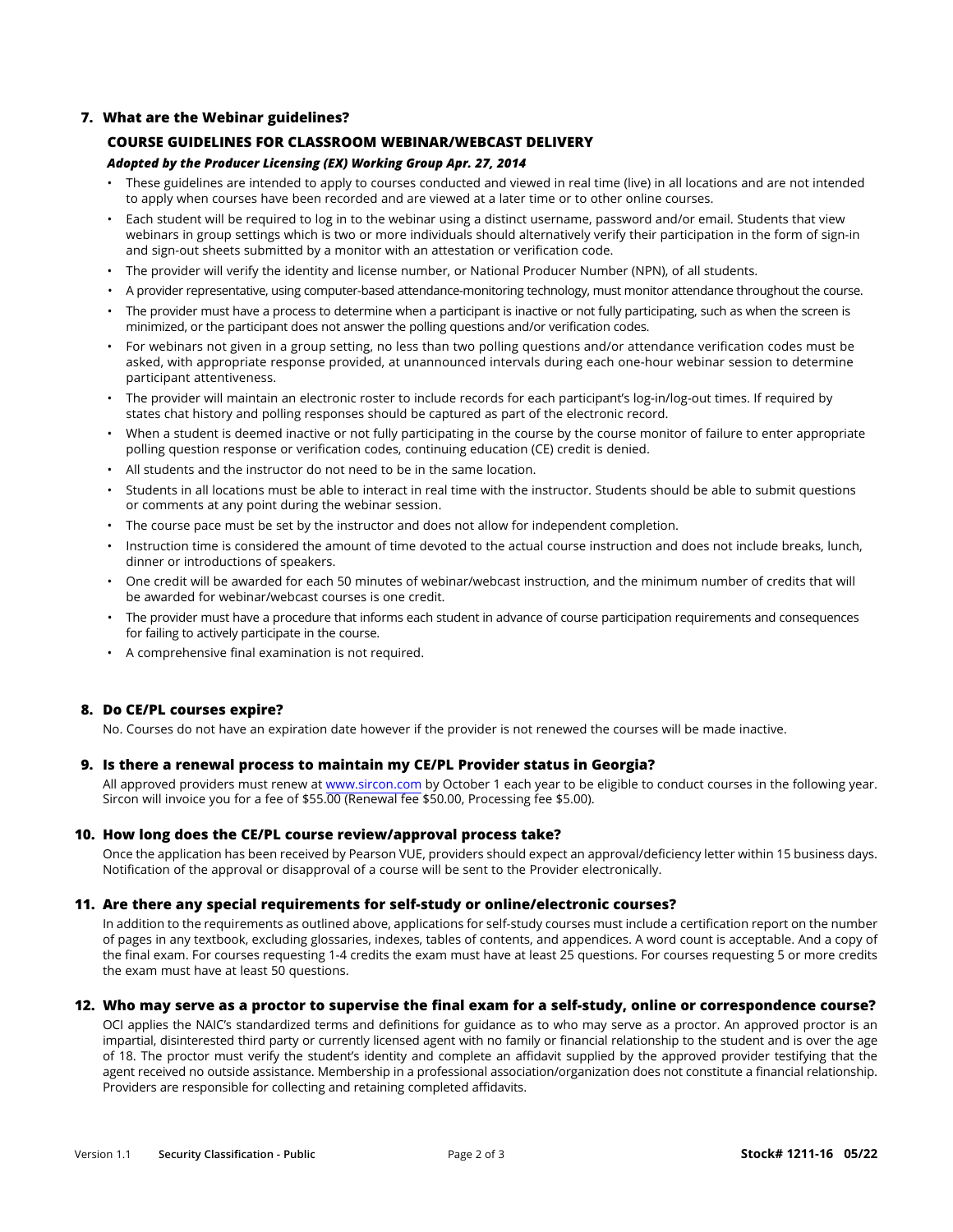## 7. What are the Webinar guidelines?

### COURSE GUIDELINES FOR CLASSROOM WEBINAR/WEBCAST DELIVERY

***Adopted by the Producer Licensing (EX) Working Group Apr. 27, 2014***

- These guidelines are intended to apply to courses conducted and viewed in real time (live) in all locations and are not intended to apply when courses have been recorded and are viewed at a later time or to other online courses.
- Each student will be required to log in to the webinar using a distinct username, password and/or email. Students that view webinars in group settings which is two or more individuals should alternatively verify their participation in the form of sign-in and sign-out sheets submitted by a monitor with an attestation or verification code.
- The provider will verify the identity and license number, or National Producer Number (NPN), of all students.
- A provider representative, using computer-based attendance-monitoring technology, must monitor attendance throughout the course.
- The provider must have a process to determine when a participant is inactive or not fully participating, such as when the screen is minimized, or the participant does not answer the polling questions and/or verification codes.
- For webinars not given in a group setting, no less than two polling questions and/or attendance verification codes must be asked, with appropriate response provided, at unannounced intervals during each one-hour webinar session to determine participant attentiveness.
- The provider will maintain an electronic roster to include records for each participant's log-in/log-out times. If required by states chat history and polling responses should be captured as part of the electronic record.
- When a student is deemed inactive or not fully participating in the course by the course monitor of failure to enter appropriate polling question response or verification codes, continuing education (CE) credit is denied.
- All students and the instructor do not need to be in the same location.
- Students in all locations must be able to interact in real time with the instructor. Students should be able to submit questions or comments at any point during the webinar session.
- The course pace must be set by the instructor and does not allow for independent completion.
- Instruction time is considered the amount of time devoted to the actual course instruction and does not include breaks, lunch, dinner or introductions of speakers.
- One credit will be awarded for each 50 minutes of webinar/webcast instruction, and the minimum number of credits that will be awarded for webinar/webcast courses is one credit.
- The provider must have a procedure that informs each student in advance of course participation requirements and consequences for failing to actively participate in the course.
- A comprehensive final examination is not required.

## 8. Do CE/PL courses expire?

No. Courses do not have an expiration date however if the provider is not renewed the courses will be made inactive.

## 9. Is there a renewal process to maintain my CE/PL Provider status in Georgia?

All approved providers must renew at www.sircon.com by October 1 each year to be eligible to conduct courses in the following year. Sircon will invoice you for a fee of $55.00 (Renewal fee $50.00, Processing fee $5.00).

## 10. How long does the CE/PL course review/approval process take?

Once the application has been received by Pearson VUE, providers should expect an approval/deficiency letter within 15 business days. Notification of the approval or disapproval of a course will be sent to the Provider electronically.

## 11. Are there any special requirements for self-study or online/electronic courses?

In addition to the requirements as outlined above, applications for self-study courses must include a certification report on the number of pages in any textbook, excluding glossaries, indexes, tables of contents, and appendices. A word count is acceptable. And a copy of the final exam. For courses requesting 1-4 credits the exam must have at least 25 questions. For courses requesting 5 or more credits the exam must have at least 50 questions.

## 12. Who may serve as a proctor to supervise the final exam for a self-study, online or correspondence course?

OCI applies the NAIC's standardized terms and definitions for guidance as to who may serve as a proctor. An approved proctor is an impartial, disinterested third party or currently licensed agent with no family or financial relationship to the student and is over the age of 18. The proctor must verify the student's identity and complete an affidavit supplied by the approved provider testifying that the agent received no outside assistance. Membership in a professional association/organization does not constitute a financial relationship. Providers are responsible for collecting and retaining completed affidavits.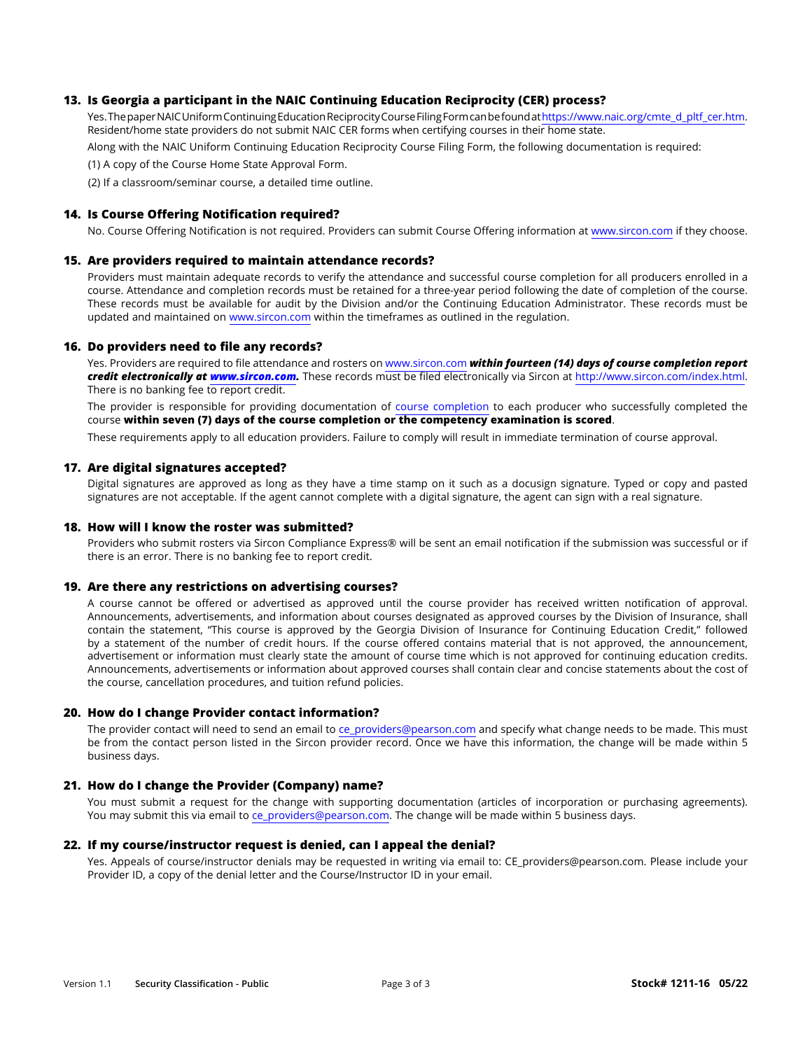### 13. Is Georgia a participant in the NAIC Continuing Education Reciprocity (CER) process?

Yes. The paper NAIC Uniform Continuing Education Reciprocity Course Filing Form can be found at https://www.naic.org/cmte_d_pltf_cer.htm. Resident/home state providers do not submit NAIC CER forms when certifying courses in their home state.

Along with the NAIC Uniform Continuing Education Reciprocity Course Filing Form, the following documentation is required:

(1) A copy of the Course Home State Approval Form.

(2) If a classroom/seminar course, a detailed time outline.

### 14. Is Course Offering Notification required?

No. Course Offering Notification is not required. Providers can submit Course Offering information at www.sircon.com if they choose.

### 15. Are providers required to maintain attendance records?

Providers must maintain adequate records to verify the attendance and successful course completion for all producers enrolled in a course. Attendance and completion records must be retained for a three-year period following the date of completion of the course. These records must be available for audit by the Division and/or the Continuing Education Administrator. These records must be updated and maintained on www.sircon.com within the timeframes as outlined in the regulation.

### 16. Do providers need to file any records?

Yes. Providers are required to file attendance and rosters on www.sircon.com ***within fourteen (14) days of course completion report credit electronically at www.sircon.com.*** These records must be filed electronically via Sircon at http://www.sircon.com/index.html. There is no banking fee to report credit.

The provider is responsible for providing documentation of course completion to each producer who successfully completed the course **within seven (7) days of the course completion or the competency examination is scored**.

These requirements apply to all education providers. Failure to comply will result in immediate termination of course approval.

### 17. Are digital signatures accepted?

Digital signatures are approved as long as they have a time stamp on it such as a docusign signature. Typed or copy and pasted signatures are not acceptable. If the agent cannot complete with a digital signature, the agent can sign with a real signature.

### 18. How will I know the roster was submitted?

Providers who submit rosters via Sircon Compliance Express® will be sent an email notification if the submission was successful or if there is an error. There is no banking fee to report credit.

### 19. Are there any restrictions on advertising courses?

A course cannot be offered or advertised as approved until the course provider has received written notification of approval. Announcements, advertisements, and information about courses designated as approved courses by the Division of Insurance, shall contain the statement, "This course is approved by the Georgia Division of Insurance for Continuing Education Credit," followed by a statement of the number of credit hours. If the course offered contains material that is not approved, the announcement, advertisement or information must clearly state the amount of course time which is not approved for continuing education credits. Announcements, advertisements or information about approved courses shall contain clear and concise statements about the cost of the course, cancellation procedures, and tuition refund policies.

### 20. How do I change Provider contact information?

The provider contact will need to send an email to ce_providers@pearson.com and specify what change needs to be made. This must be from the contact person listed in the Sircon provider record. Once we have this information, the change will be made within 5 business days.

### 21. How do I change the Provider (Company) name?

You must submit a request for the change with supporting documentation (articles of incorporation or purchasing agreements). You may submit this via email to ce_providers@pearson.com. The change will be made within 5 business days.

### 22. If my course/instructor request is denied, can I appeal the denial?

Yes. Appeals of course/instructor denials may be requested in writing via email to: CE_providers@pearson.com. Please include your Provider ID, a copy of the denial letter and the Course/Instructor ID in your email.